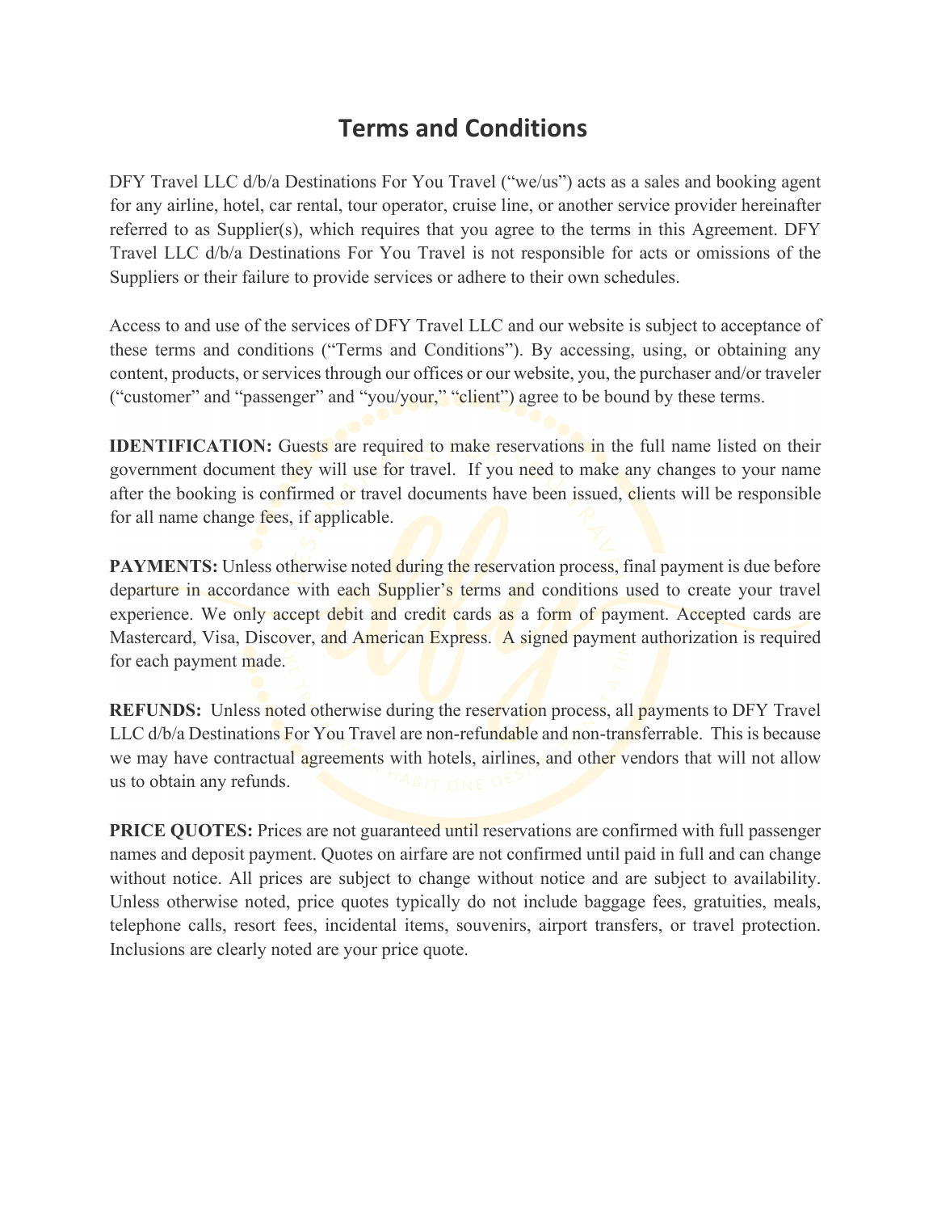# Terms and Conditions

DFY Travel LLC d/b/a Destinations For You Travel ("we/us") acts as a sales and booking agent for any airline, hotel, car rental, tour operator, cruise line, or another service provider hereinafter referred to as Supplier(s), which requires that you agree to the terms in this Agreement. DFY Travel LLC d/b/a Destinations For You Travel is not responsible for acts or omissions of the Suppliers or their failure to provide services or adhere to their own schedules.

Access to and use of the services of DFY Travel LLC and our website is subject to acceptance of these terms and conditions ("Terms and Conditions"). By accessing, using, or obtaining any content, products, or services through our offices or our website, you, the purchaser and/or traveler ("customer" and "passenger" and "you/your," "client") agree to be bound by these terms.

**IDENTIFICATION:** Guests are required to make reservations in the full name listed on their government document they will use for travel. If you need to make any changes to your name after the booking is confirmed or travel documents have been issued, clients will be responsible for all name change fees, if applicable.

**PAYMENTS:** Unless otherwise noted during the reservation process, final payment is due before departure in accordance with each Supplier's terms and conditions used to create your travel experience. We only accept debit and credit cards as a form of payment. Accepted cards are Mastercard, Visa, Discover, and American Express. A signed payment authorization is required for each payment made.

**REFUNDS:** Unless noted otherwise during the reservation process, all payments to DFY Travel LLC d/b/a Destinations For You Travel are non-refundable and non-transferrable. This is because we may have contractual agreements with hotels, airlines, and other vendors that will not allow us to obtain any refunds.

**PRICE QUOTES:** Prices are not guaranteed until reservations are confirmed with full passenger names and deposit payment. Quotes on airfare are not confirmed until paid in full and can change without notice. All prices are subject to change without notice and are subject to availability. Unless otherwise noted, price quotes typically do not include baggage fees, gratuities, meals, telephone calls, resort fees, incidental items, souvenirs, airport transfers, or travel protection. Inclusions are clearly noted are your price quote.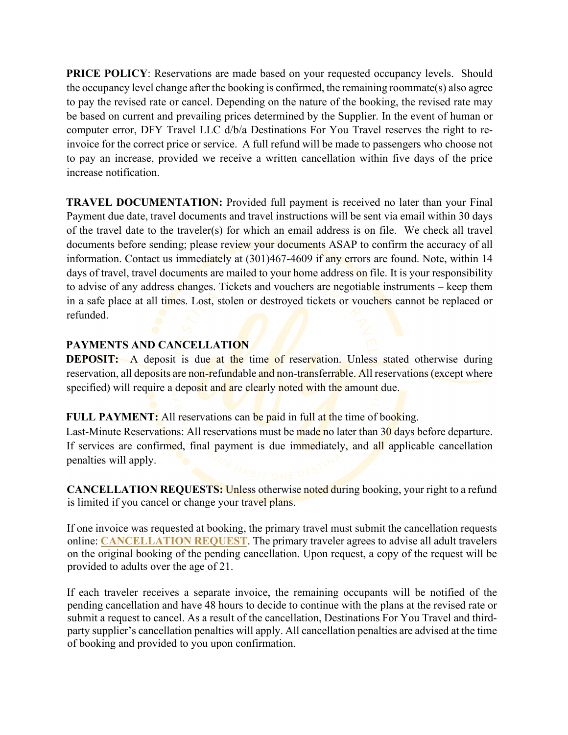**PRICE POLICY**: Reservations are made based on your requested occupancy levels. Should the occupancy level change after the booking is confirmed, the remaining roommate(s) also agree to pay the revised rate or cancel. Depending on the nature of the booking, the revised rate may be based on current and prevailing prices determined by the Supplier. In the event of human or computer error, DFY Travel LLC d/b/a Destinations For You Travel reserves the right to re-invoice for the correct price or service. A full refund will be made to passengers who choose not to pay an increase, provided we receive a written cancellation within five days of the price increase notification.

**TRAVEL DOCUMENTATION:** Provided full payment is received no later than your Final Payment due date, travel documents and travel instructions will be sent via email within 30 days of the travel date to the traveler(s) for which an email address is on file. We check all travel documents before sending; please review your documents ASAP to confirm the accuracy of all information. Contact us immediately at (301)467-4609 if any errors are found. Note, within 14 days of travel, travel documents are mailed to your home address on file. It is your responsibility to advise of any address changes. Tickets and vouchers are negotiable instruments – keep them in a safe place at all times. Lost, stolen or destroyed tickets or vouchers cannot be replaced or refunded.

**PAYMENTS AND CANCELLATION**

**DEPOSIT:** A deposit is due at the time of reservation. Unless stated otherwise during reservation, all deposits are non-refundable and non-transferrable. All reservations (except where specified) will require a deposit and are clearly noted with the amount due.

**FULL PAYMENT:** All reservations can be paid in full at the time of booking.

Last-Minute Reservations: All reservations must be made no later than 30 days before departure. If services are confirmed, final payment is due immediately, and all applicable cancellation penalties will apply.

**CANCELLATION REQUESTS:** Unless otherwise noted during booking, your right to a refund is limited if you cancel or change your travel plans.

If one invoice was requested at booking, the primary travel must submit the cancellation requests online: **CANCELLATION REQUEST**. The primary traveler agrees to advise all adult travelers on the original booking of the pending cancellation. Upon request, a copy of the request will be provided to adults over the age of 21.

If each traveler receives a separate invoice, the remaining occupants will be notified of the pending cancellation and have 48 hours to decide to continue with the plans at the revised rate or submit a request to cancel. As a result of the cancellation, Destinations For You Travel and third-party supplier's cancellation penalties will apply. All cancellation penalties are advised at the time of booking and provided to you upon confirmation.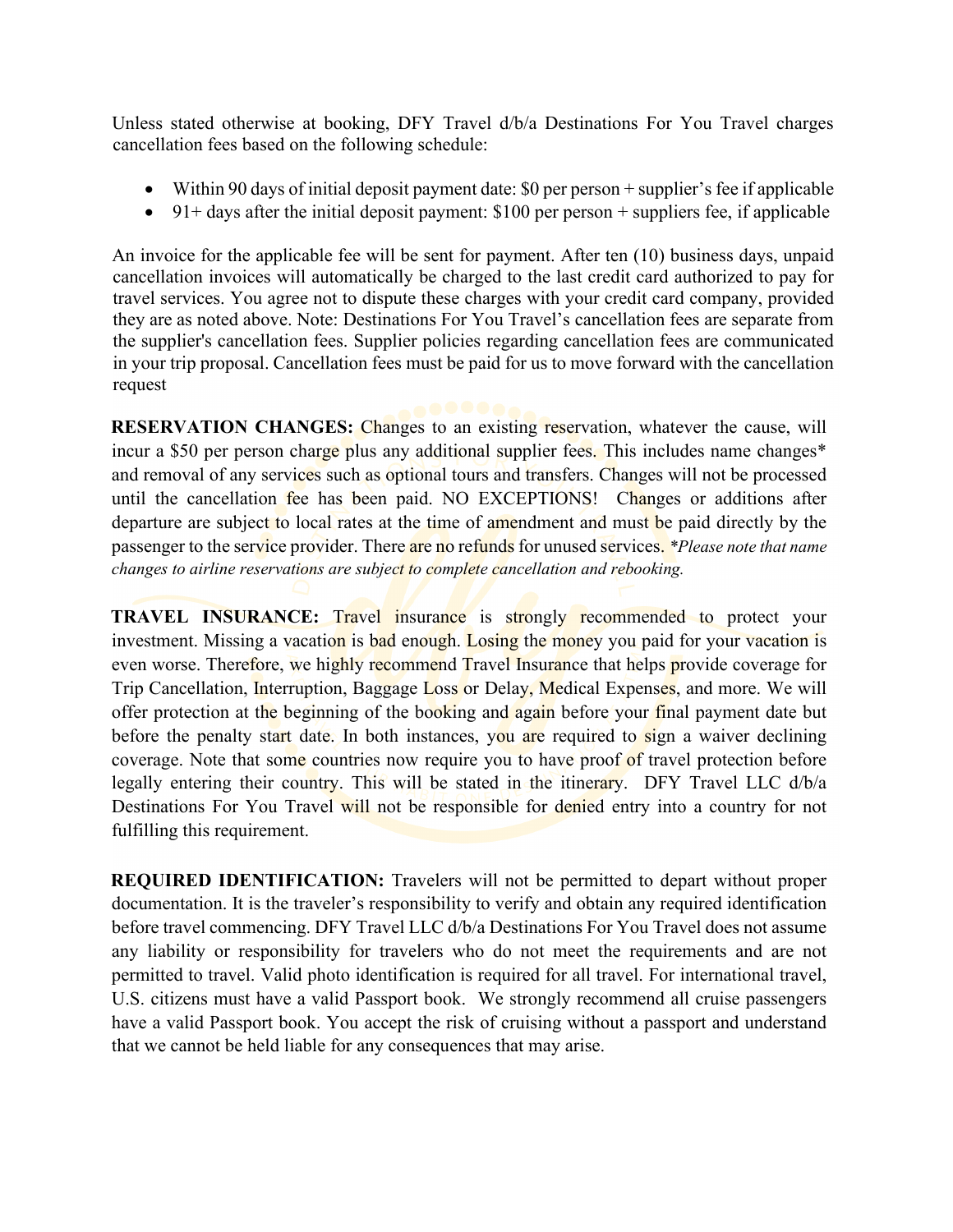Unless stated otherwise at booking, DFY Travel d/b/a Destinations For You Travel charges cancellation fees based on the following schedule:

- Within 90 days of initial deposit payment date: $0 per person + supplier's fee if applicable
- 91+ days after the initial deposit payment: $100 per person + suppliers fee, if applicable

An invoice for the applicable fee will be sent for payment. After ten (10) business days, unpaid cancellation invoices will automatically be charged to the last credit card authorized to pay for travel services. You agree not to dispute these charges with your credit card company, provided they are as noted above. Note: Destinations For You Travel's cancellation fees are separate from the supplier's cancellation fees. Supplier policies regarding cancellation fees are communicated in your trip proposal. Cancellation fees must be paid for us to move forward with the cancellation request

**RESERVATION CHANGES:** Changes to an existing reservation, whatever the cause, will incur a $50 per person charge plus any additional supplier fees. This includes name changes* and removal of any services such as optional tours and transfers. Changes will not be processed until the cancellation fee has been paid. NO EXCEPTIONS! Changes or additions after departure are subject to local rates at the time of amendment and must be paid directly by the passenger to the service provider. There are no refunds for unused services. *\*Please note that name changes to airline reservations are subject to complete cancellation and rebooking.*

**TRAVEL INSURANCE:** Travel insurance is strongly recommended to protect your investment. Missing a vacation is bad enough. Losing the money you paid for your vacation is even worse. Therefore, we highly recommend Travel Insurance that helps provide coverage for Trip Cancellation, Interruption, Baggage Loss or Delay, Medical Expenses, and more. We will offer protection at the beginning of the booking and again before your final payment date but before the penalty start date. In both instances, you are required to sign a waiver declining coverage. Note that some countries now require you to have proof of travel protection before legally entering their country. This will be stated in the itinerary. DFY Travel LLC d/b/a Destinations For You Travel will not be responsible for denied entry into a country for not fulfilling this requirement.

**REQUIRED IDENTIFICATION:** Travelers will not be permitted to depart without proper documentation. It is the traveler's responsibility to verify and obtain any required identification before travel commencing. DFY Travel LLC d/b/a Destinations For You Travel does not assume any liability or responsibility for travelers who do not meet the requirements and are not permitted to travel. Valid photo identification is required for all travel. For international travel, U.S. citizens must have a valid Passport book. We strongly recommend all cruise passengers have a valid Passport book. You accept the risk of cruising without a passport and understand that we cannot be held liable for any consequences that may arise.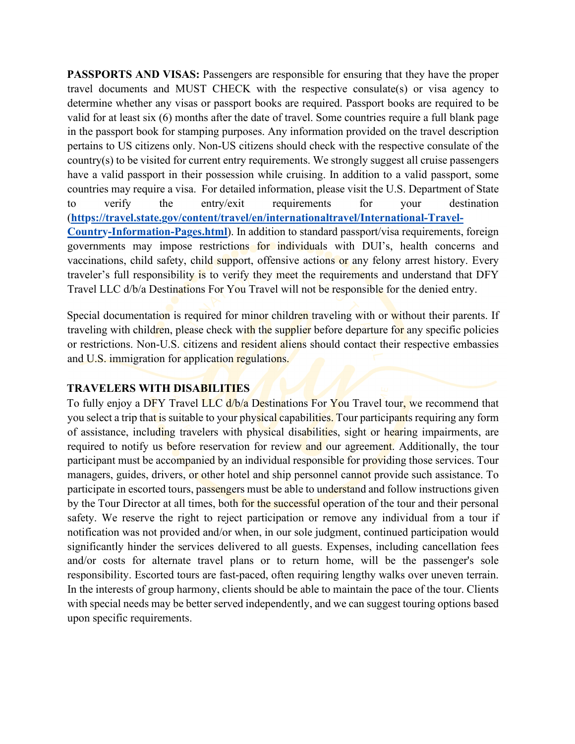**PASSPORTS AND VISAS:** Passengers are responsible for ensuring that they have the proper travel documents and MUST CHECK with the respective consulate(s) or visa agency to determine whether any visas or passport books are required. Passport books are required to be valid for at least six (6) months after the date of travel. Some countries require a full blank page in the passport book for stamping purposes. Any information provided on the travel description pertains to US citizens only. Non-US citizens should check with the respective consulate of the country(s) to be visited for current entry requirements. We strongly suggest all cruise passengers have a valid passport in their possession while cruising. In addition to a valid passport, some countries may require a visa. For detailed information, please visit the U.S. Department of State to verify the entry/exit requirements for your destination (**[https://travel.state.gov/content/travel/en/internationaltravel/International-Travel-Country-Information-Pages.html](https://travel.state.gov/content/travel/en/internationaltravel/International-Travel-Country-Information-Pages.html)**). In addition to standard passport/visa requirements, foreign governments may impose restrictions for individuals with DUI's, health concerns and vaccinations, child safety, child support, offensive actions or any felony arrest history. Every traveler's full responsibility is to verify they meet the requirements and understand that DFY Travel LLC d/b/a Destinations For You Travel will not be responsible for the denied entry.

Special documentation is required for minor children traveling with or without their parents. If traveling with children, please check with the supplier before departure for any specific policies or restrictions. Non-U.S. citizens and resident aliens should contact their respective embassies and U.S. immigration for application regulations.

**TRAVELERS WITH DISABILITIES**

To fully enjoy a DFY Travel LLC d/b/a Destinations For You Travel tour, we recommend that you select a trip that is suitable to your physical capabilities. Tour participants requiring any form of assistance, including travelers with physical disabilities, sight or hearing impairments, are required to notify us before reservation for review and our agreement. Additionally, the tour participant must be accompanied by an individual responsible for providing those services. Tour managers, guides, drivers, or other hotel and ship personnel cannot provide such assistance. To participate in escorted tours, passengers must be able to understand and follow instructions given by the Tour Director at all times, both for the successful operation of the tour and their personal safety. We reserve the right to reject participation or remove any individual from a tour if notification was not provided and/or when, in our sole judgment, continued participation would significantly hinder the services delivered to all guests. Expenses, including cancellation fees and/or costs for alternate travel plans or to return home, will be the passenger's sole responsibility. Escorted tours are fast-paced, often requiring lengthy walks over uneven terrain. In the interests of group harmony, clients should be able to maintain the pace of the tour. Clients with special needs may be better served independently, and we can suggest touring options based upon specific requirements.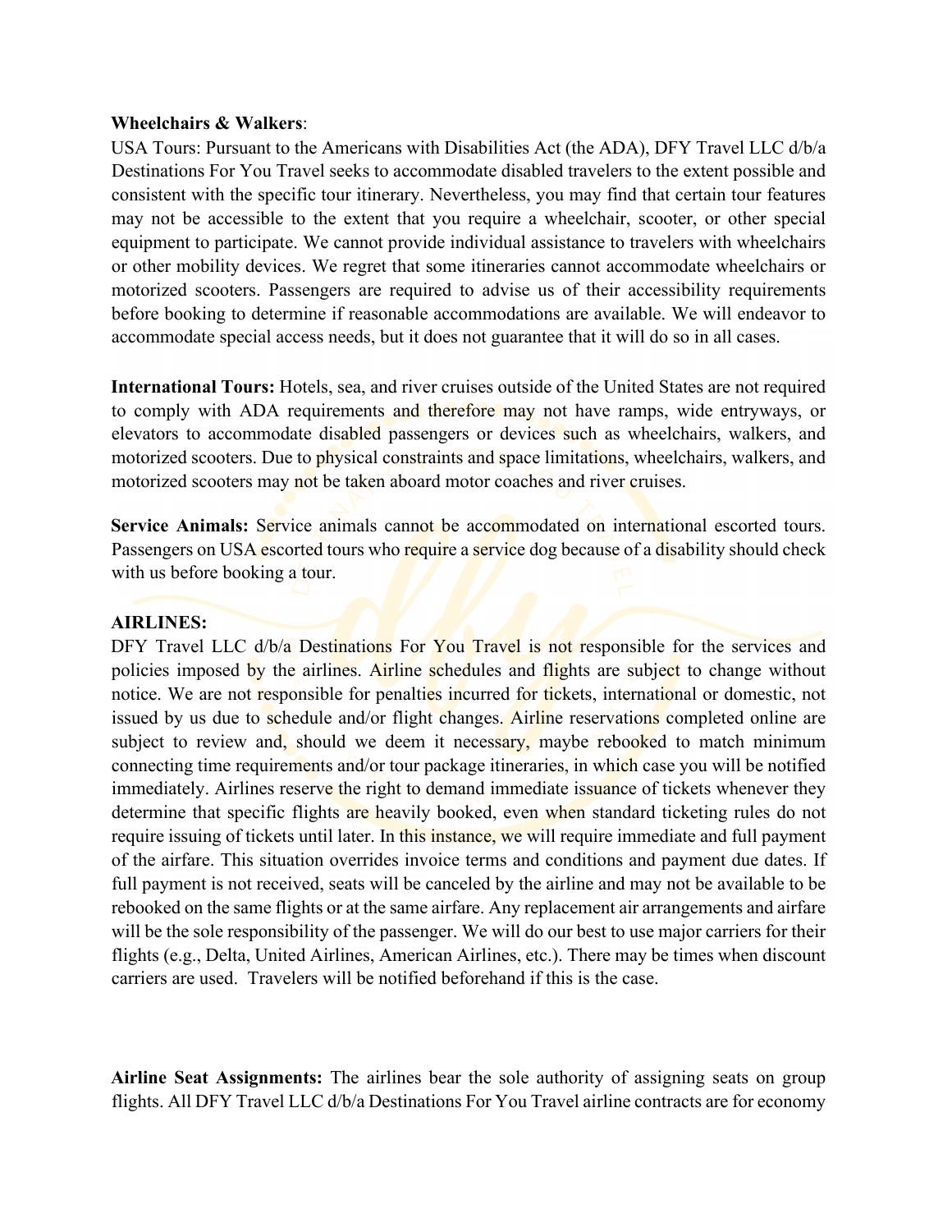**Wheelchairs & Walkers**:

USA Tours: Pursuant to the Americans with Disabilities Act (the ADA), DFY Travel LLC d/b/a Destinations For You Travel seeks to accommodate disabled travelers to the extent possible and consistent with the specific tour itinerary. Nevertheless, you may find that certain tour features may not be accessible to the extent that you require a wheelchair, scooter, or other special equipment to participate. We cannot provide individual assistance to travelers with wheelchairs or other mobility devices. We regret that some itineraries cannot accommodate wheelchairs or motorized scooters. Passengers are required to advise us of their accessibility requirements before booking to determine if reasonable accommodations are available. We will endeavor to accommodate special access needs, but it does not guarantee that it will do so in all cases.

**International Tours:** Hotels, sea, and river cruises outside of the United States are not required to comply with ADA requirements and therefore may not have ramps, wide entryways, or elevators to accommodate disabled passengers or devices such as wheelchairs, walkers, and motorized scooters. Due to physical constraints and space limitations, wheelchairs, walkers, and motorized scooters may not be taken aboard motor coaches and river cruises.

**Service Animals:** Service animals cannot be accommodated on international escorted tours. Passengers on USA escorted tours who require a service dog because of a disability should check with us before booking a tour.

**AIRLINES:**

DFY Travel LLC d/b/a Destinations For You Travel is not responsible for the services and policies imposed by the airlines. Airline schedules and flights are subject to change without notice. We are not responsible for penalties incurred for tickets, international or domestic, not issued by us due to schedule and/or flight changes. Airline reservations completed online are subject to review and, should we deem it necessary, maybe rebooked to match minimum connecting time requirements and/or tour package itineraries, in which case you will be notified immediately. Airlines reserve the right to demand immediate issuance of tickets whenever they determine that specific flights are heavily booked, even when standard ticketing rules do not require issuing of tickets until later. In this instance, we will require immediate and full payment of the airfare. This situation overrides invoice terms and conditions and payment due dates. If full payment is not received, seats will be canceled by the airline and may not be available to be rebooked on the same flights or at the same airfare. Any replacement air arrangements and airfare will be the sole responsibility of the passenger. We will do our best to use major carriers for their flights (e.g., Delta, United Airlines, American Airlines, etc.). There may be times when discount carriers are used. Travelers will be notified beforehand if this is the case.

**Airline Seat Assignments:** The airlines bear the sole authority of assigning seats on group flights. All DFY Travel LLC d/b/a Destinations For You Travel airline contracts are for economy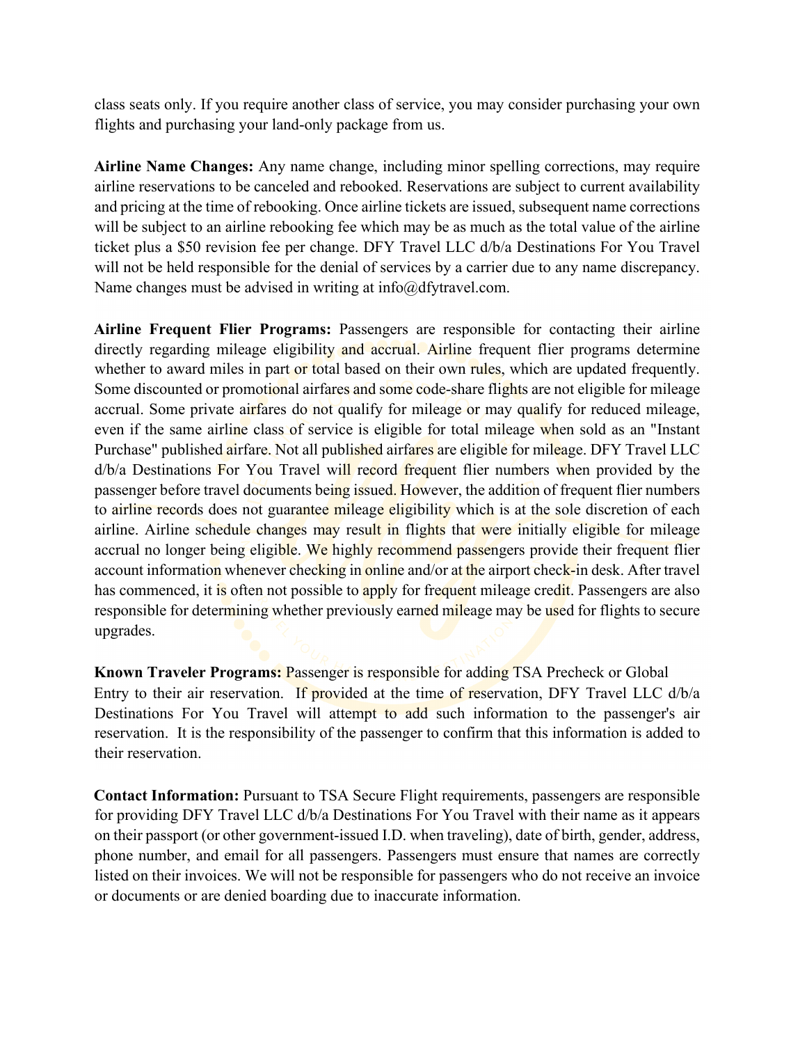class seats only. If you require another class of service, you may consider purchasing your own flights and purchasing your land-only package from us.

**Airline Name Changes:** Any name change, including minor spelling corrections, may require airline reservations to be canceled and rebooked. Reservations are subject to current availability and pricing at the time of rebooking. Once airline tickets are issued, subsequent name corrections will be subject to an airline rebooking fee which may be as much as the total value of the airline ticket plus a $50 revision fee per change. DFY Travel LLC d/b/a Destinations For You Travel will not be held responsible for the denial of services by a carrier due to any name discrepancy. Name changes must be advised in writing at info@dfytravel.com.

**Airline Frequent Flier Programs:** Passengers are responsible for contacting their airline directly regarding mileage eligibility and accrual. Airline frequent flier programs determine whether to award miles in part or total based on their own rules, which are updated frequently. Some discounted or promotional airfares and some code-share flights are not eligible for mileage accrual. Some private airfares do not qualify for mileage or may qualify for reduced mileage, even if the same airline class of service is eligible for total mileage when sold as an "Instant Purchase" published airfare. Not all published airfares are eligible for mileage. DFY Travel LLC d/b/a Destinations For You Travel will record frequent flier numbers when provided by the passenger before travel documents being issued. However, the addition of frequent flier numbers to airline records does not guarantee mileage eligibility which is at the sole discretion of each airline. Airline schedule changes may result in flights that were initially eligible for mileage accrual no longer being eligible. We highly recommend passengers provide their frequent flier account information whenever checking in online and/or at the airport check-in desk. After travel has commenced, it is often not possible to apply for frequent mileage credit. Passengers are also responsible for determining whether previously earned mileage may be used for flights to secure upgrades.

**Known Traveler Programs:** Passenger is responsible for adding TSA Precheck or Global Entry to their air reservation. If provided at the time of reservation, DFY Travel LLC d/b/a Destinations For You Travel will attempt to add such information to the passenger's air reservation. It is the responsibility of the passenger to confirm that this information is added to their reservation.

**Contact Information:** Pursuant to TSA Secure Flight requirements, passengers are responsible for providing DFY Travel LLC d/b/a Destinations For You Travel with their name as it appears on their passport (or other government-issued I.D. when traveling), date of birth, gender, address, phone number, and email for all passengers. Passengers must ensure that names are correctly listed on their invoices. We will not be responsible for passengers who do not receive an invoice or documents or are denied boarding due to inaccurate information.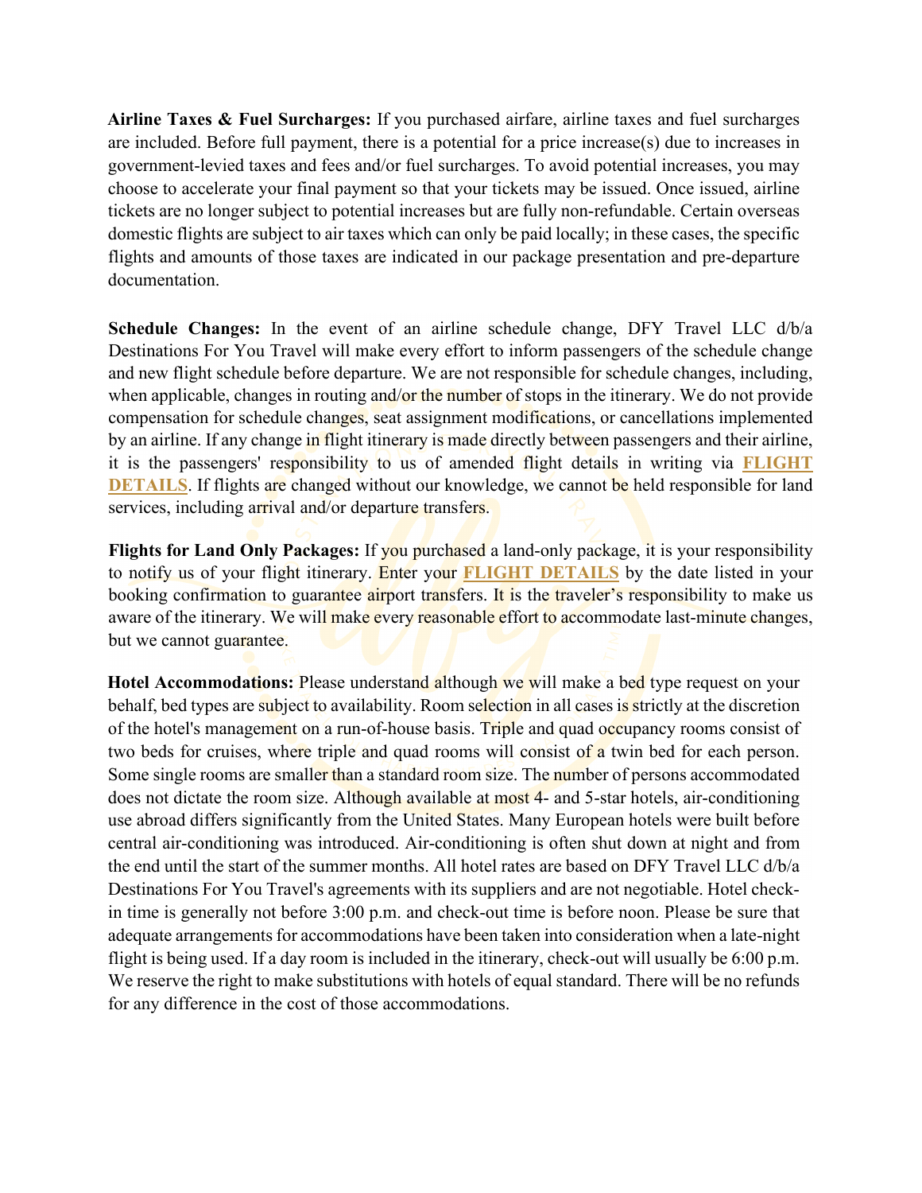**Airline Taxes & Fuel Surcharges:** If you purchased airfare, airline taxes and fuel surcharges are included. Before full payment, there is a potential for a price increase(s) due to increases in government-levied taxes and fees and/or fuel surcharges. To avoid potential increases, you may choose to accelerate your final payment so that your tickets may be issued. Once issued, airline tickets are no longer subject to potential increases but are fully non-refundable. Certain overseas domestic flights are subject to air taxes which can only be paid locally; in these cases, the specific flights and amounts of those taxes are indicated in our package presentation and pre-departure documentation.

**Schedule Changes:** In the event of an airline schedule change, DFY Travel LLC d/b/a Destinations For You Travel will make every effort to inform passengers of the schedule change and new flight schedule before departure. We are not responsible for schedule changes, including, when applicable, changes in routing and/or the number of stops in the itinerary. We do not provide compensation for schedule changes, seat assignment modifications, or cancellations implemented by an airline. If any change in flight itinerary is made directly between passengers and their airline, it is the passengers' responsibility to us of amended flight details in writing via **FLIGHT DETAILS**. If flights are changed without our knowledge, we cannot be held responsible for land services, including arrival and/or departure transfers.

**Flights for Land Only Packages:** If you purchased a land-only package, it is your responsibility to notify us of your flight itinerary. Enter your **FLIGHT DETAILS** by the date listed in your booking confirmation to guarantee airport transfers. It is the traveler's responsibility to make us aware of the itinerary. We will make every reasonable effort to accommodate last-minute changes, but we cannot guarantee.

**Hotel Accommodations:** Please understand although we will make a bed type request on your behalf, bed types are subject to availability. Room selection in all cases is strictly at the discretion of the hotel's management on a run-of-house basis. Triple and quad occupancy rooms consist of two beds for cruises, where triple and quad rooms will consist of a twin bed for each person. Some single rooms are smaller than a standard room size. The number of persons accommodated does not dictate the room size. Although available at most 4- and 5-star hotels, air-conditioning use abroad differs significantly from the United States. Many European hotels were built before central air-conditioning was introduced. Air-conditioning is often shut down at night and from the end until the start of the summer months. All hotel rates are based on DFY Travel LLC d/b/a Destinations For You Travel's agreements with its suppliers and are not negotiable. Hotel check-in time is generally not before 3:00 p.m. and check-out time is before noon. Please be sure that adequate arrangements for accommodations have been taken into consideration when a late-night flight is being used. If a day room is included in the itinerary, check-out will usually be 6:00 p.m. We reserve the right to make substitutions with hotels of equal standard. There will be no refunds for any difference in the cost of those accommodations.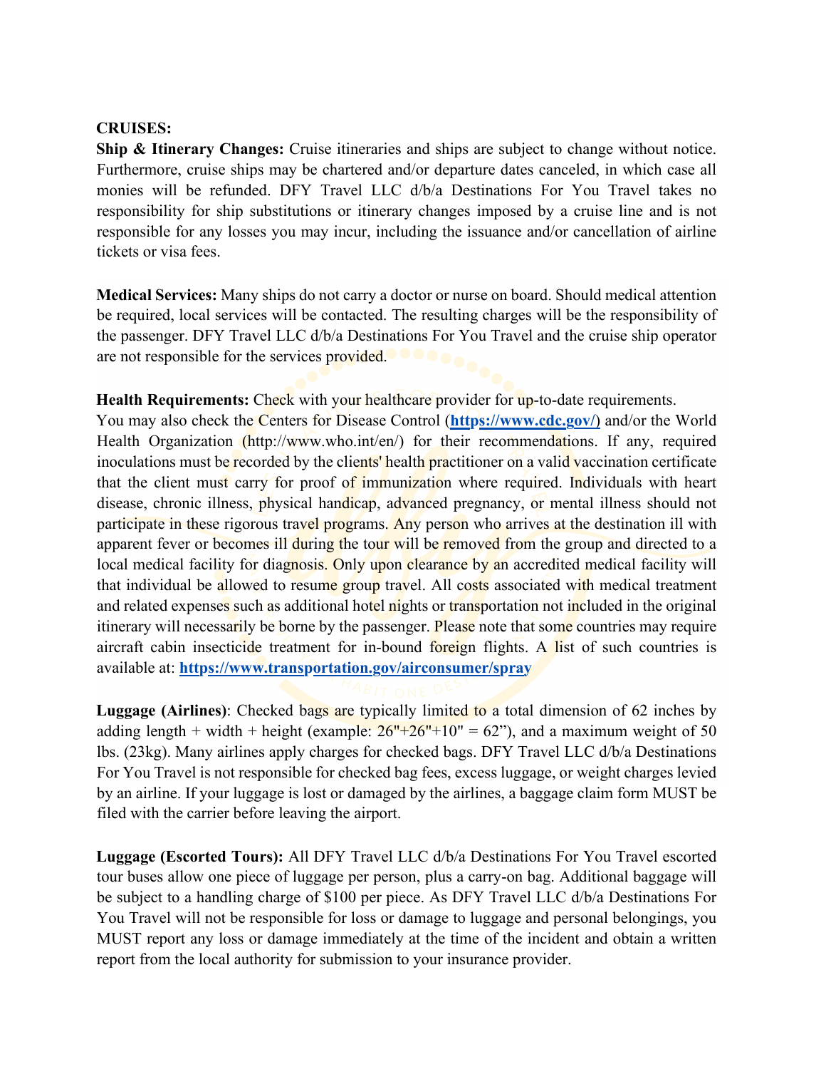**CRUISES:**

**Ship & Itinerary Changes:** Cruise itineraries and ships are subject to change without notice. Furthermore, cruise ships may be chartered and/or departure dates canceled, in which case all monies will be refunded. DFY Travel LLC d/b/a Destinations For You Travel takes no responsibility for ship substitutions or itinerary changes imposed by a cruise line and is not responsible for any losses you may incur, including the issuance and/or cancellation of airline tickets or visa fees.

**Medical Services:** Many ships do not carry a doctor or nurse on board. Should medical attention be required, local services will be contacted. The resulting charges will be the responsibility of the passenger. DFY Travel LLC d/b/a Destinations For You Travel and the cruise ship operator are not responsible for the services provided.

**Health Requirements:** Check with your healthcare provider for up-to-date requirements. You may also check the Centers for Disease Control (**https://www.cdc.gov/)** and/or the World Health Organization (http://www.who.int/en/) for their recommendations. If any, required inoculations must be recorded by the clients' health practitioner on a valid vaccination certificate that the client must carry for proof of immunization where required. Individuals with heart disease, chronic illness, physical handicap, advanced pregnancy, or mental illness should not participate in these rigorous travel programs. Any person who arrives at the destination ill with apparent fever or becomes ill during the tour will be removed from the group and directed to a local medical facility for diagnosis. Only upon clearance by an accredited medical facility will that individual be allowed to resume group travel. All costs associated with medical treatment and related expenses such as additional hotel nights or transportation not included in the original itinerary will necessarily be borne by the passenger. Please note that some countries may require aircraft cabin insecticide treatment for in-bound foreign flights. A list of such countries is available at: **https://www.transportation.gov/airconsumer/spray**

**Luggage (Airlines)**: Checked bags are typically limited to a total dimension of 62 inches by adding length + width + height (example: 26"+26"+10" = 62"), and a maximum weight of 50 lbs. (23kg). Many airlines apply charges for checked bags. DFY Travel LLC d/b/a Destinations For You Travel is not responsible for checked bag fees, excess luggage, or weight charges levied by an airline. If your luggage is lost or damaged by the airlines, a baggage claim form MUST be filed with the carrier before leaving the airport.

**Luggage (Escorted Tours):** All DFY Travel LLC d/b/a Destinations For You Travel escorted tour buses allow one piece of luggage per person, plus a carry-on bag. Additional baggage will be subject to a handling charge of $100 per piece. As DFY Travel LLC d/b/a Destinations For You Travel will not be responsible for loss or damage to luggage and personal belongings, you MUST report any loss or damage immediately at the time of the incident and obtain a written report from the local authority for submission to your insurance provider.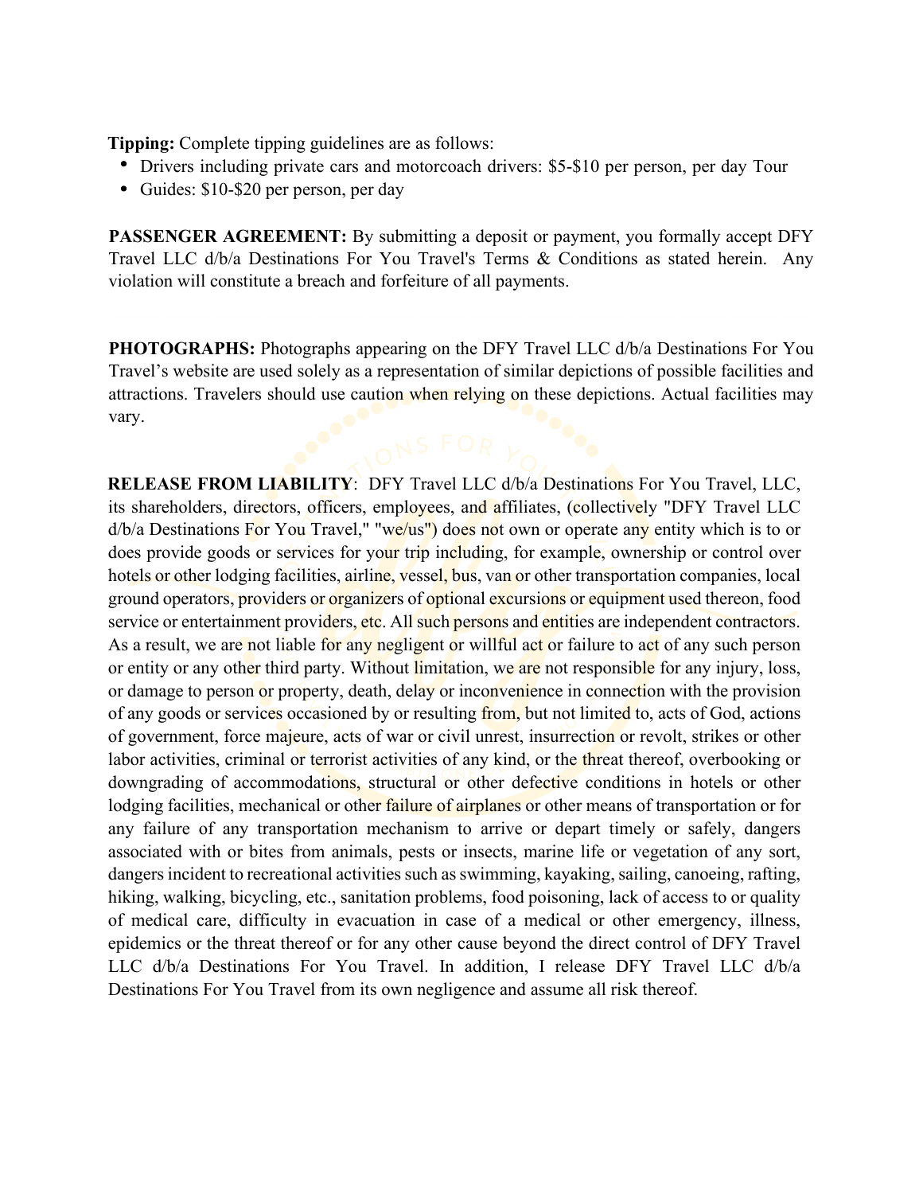**Tipping:** Complete tipping guidelines are as follows:

- Drivers including private cars and motorcoach drivers: $5-$10 per person, per day Tour
- Guides: $10-$20 per person, per day

**PASSENGER AGREEMENT:** By submitting a deposit or payment, you formally accept DFY Travel LLC d/b/a Destinations For You Travel's Terms & Conditions as stated herein. Any violation will constitute a breach and forfeiture of all payments.

**PHOTOGRAPHS:** Photographs appearing on the DFY Travel LLC d/b/a Destinations For You Travel's website are used solely as a representation of similar depictions of possible facilities and attractions. Travelers should use caution when relying on these depictions. Actual facilities may vary.

**RELEASE FROM LIABILITY**: DFY Travel LLC d/b/a Destinations For You Travel, LLC, its shareholders, directors, officers, employees, and affiliates, (collectively "DFY Travel LLC d/b/a Destinations For You Travel," "we/us") does not own or operate any entity which is to or does provide goods or services for your trip including, for example, ownership or control over hotels or other lodging facilities, airline, vessel, bus, van or other transportation companies, local ground operators, providers or organizers of optional excursions or equipment used thereon, food service or entertainment providers, etc. All such persons and entities are independent contractors. As a result, we are not liable for any negligent or willful act or failure to act of any such person or entity or any other third party. Without limitation, we are not responsible for any injury, loss, or damage to person or property, death, delay or inconvenience in connection with the provision of any goods or services occasioned by or resulting from, but not limited to, acts of God, actions of government, force majeure, acts of war or civil unrest, insurrection or revolt, strikes or other labor activities, criminal or terrorist activities of any kind, or the threat thereof, overbooking or downgrading of accommodations, structural or other defective conditions in hotels or other lodging facilities, mechanical or other failure of airplanes or other means of transportation or for any failure of any transportation mechanism to arrive or depart timely or safely, dangers associated with or bites from animals, pests or insects, marine life or vegetation of any sort, dangers incident to recreational activities such as swimming, kayaking, sailing, canoeing, rafting, hiking, walking, bicycling, etc., sanitation problems, food poisoning, lack of access to or quality of medical care, difficulty in evacuation in case of a medical or other emergency, illness, epidemics or the threat thereof or for any other cause beyond the direct control of DFY Travel LLC d/b/a Destinations For You Travel. In addition, I release DFY Travel LLC d/b/a Destinations For You Travel from its own negligence and assume all risk thereof.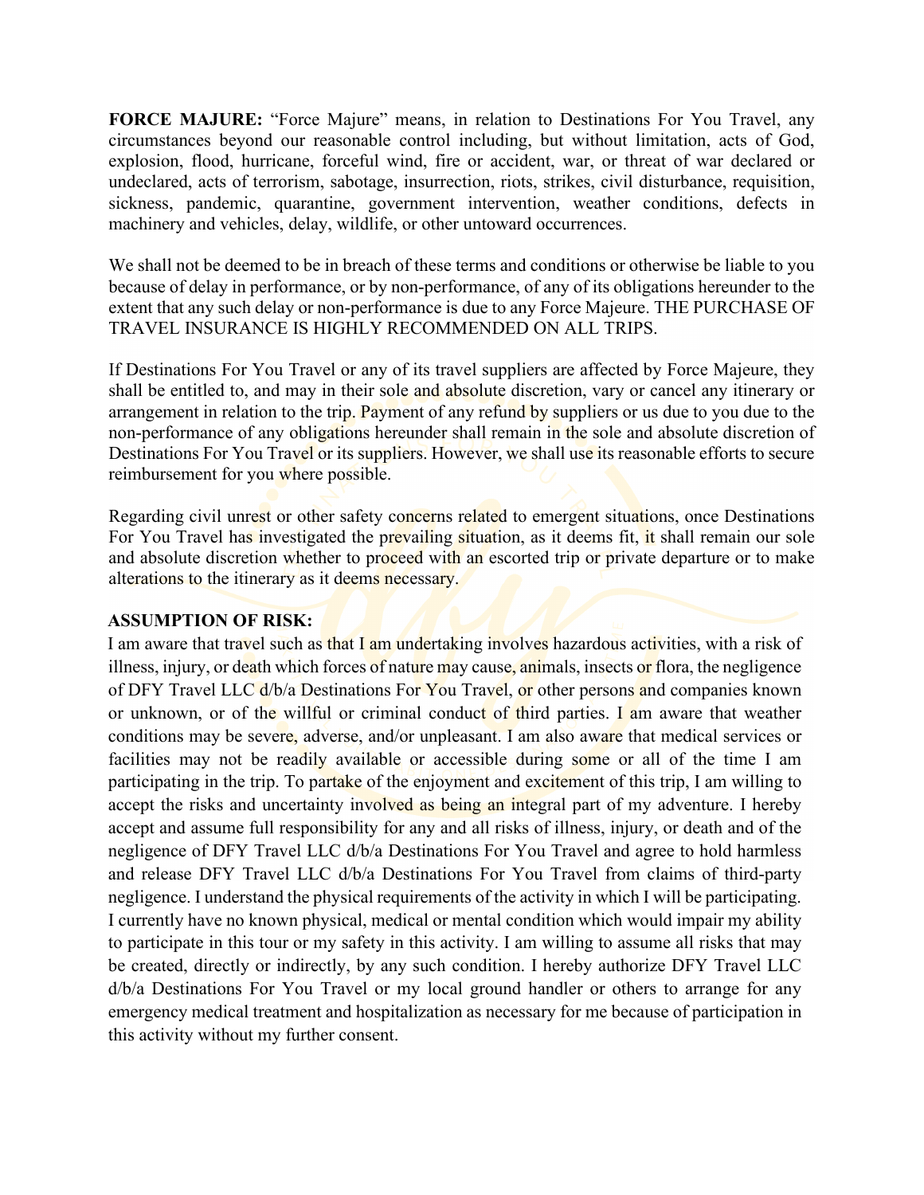**FORCE MAJURE:** "Force Majure" means, in relation to Destinations For You Travel, any circumstances beyond our reasonable control including, but without limitation, acts of God, explosion, flood, hurricane, forceful wind, fire or accident, war, or threat of war declared or undeclared, acts of terrorism, sabotage, insurrection, riots, strikes, civil disturbance, requisition, sickness, pandemic, quarantine, government intervention, weather conditions, defects in machinery and vehicles, delay, wildlife, or other untoward occurrences.

We shall not be deemed to be in breach of these terms and conditions or otherwise be liable to you because of delay in performance, or by non-performance, of any of its obligations hereunder to the extent that any such delay or non-performance is due to any Force Majeure. THE PURCHASE OF TRAVEL INSURANCE IS HIGHLY RECOMMENDED ON ALL TRIPS.

If Destinations For You Travel or any of its travel suppliers are affected by Force Majeure, they shall be entitled to, and may in their sole and absolute discretion, vary or cancel any itinerary or arrangement in relation to the trip. Payment of any refund by suppliers or us due to you due to the non-performance of any obligations hereunder shall remain in the sole and absolute discretion of Destinations For You Travel or its suppliers. However, we shall use its reasonable efforts to secure reimbursement for you where possible.

Regarding civil unrest or other safety concerns related to emergent situations, once Destinations For You Travel has investigated the prevailing situation, as it deems fit, it shall remain our sole and absolute discretion whether to proceed with an escorted trip or private departure or to make alterations to the itinerary as it deems necessary.

**ASSUMPTION OF RISK:**

I am aware that travel such as that I am undertaking involves hazardous activities, with a risk of illness, injury, or death which forces of nature may cause, animals, insects or flora, the negligence of DFY Travel LLC d/b/a Destinations For You Travel, or other persons and companies known or unknown, or of the willful or criminal conduct of third parties. I am aware that weather conditions may be severe, adverse, and/or unpleasant. I am also aware that medical services or facilities may not be readily available or accessible during some or all of the time I am participating in the trip. To partake of the enjoyment and excitement of this trip, I am willing to accept the risks and uncertainty involved as being an integral part of my adventure. I hereby accept and assume full responsibility for any and all risks of illness, injury, or death and of the negligence of DFY Travel LLC d/b/a Destinations For You Travel and agree to hold harmless and release DFY Travel LLC d/b/a Destinations For You Travel from claims of third-party negligence. I understand the physical requirements of the activity in which I will be participating. I currently have no known physical, medical or mental condition which would impair my ability to participate in this tour or my safety in this activity. I am willing to assume all risks that may be created, directly or indirectly, by any such condition. I hereby authorize DFY Travel LLC d/b/a Destinations For You Travel or my local ground handler or others to arrange for any emergency medical treatment and hospitalization as necessary for me because of participation in this activity without my further consent.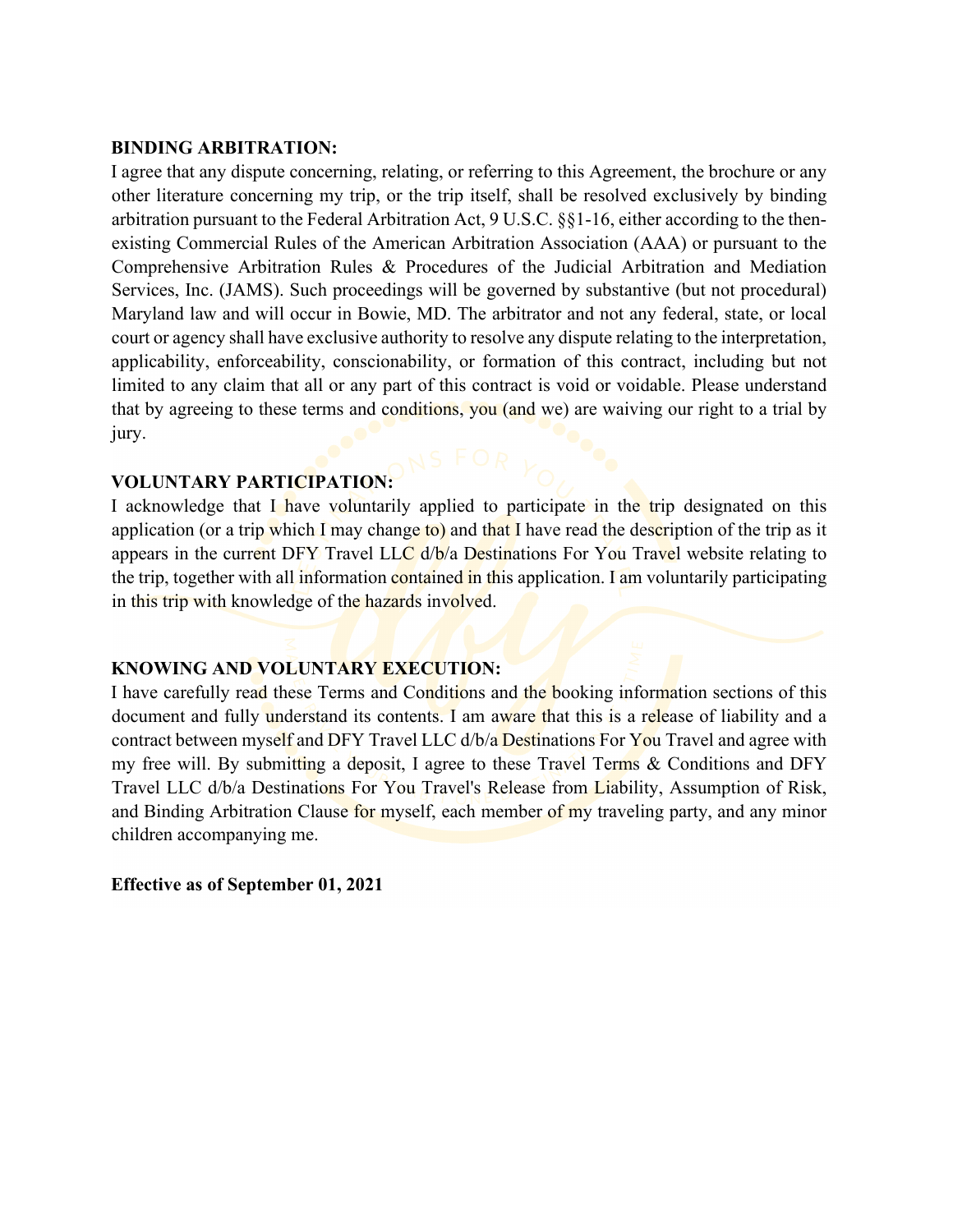**BINDING ARBITRATION:**

I agree that any dispute concerning, relating, or referring to this Agreement, the brochure or any other literature concerning my trip, or the trip itself, shall be resolved exclusively by binding arbitration pursuant to the Federal Arbitration Act, 9 U.S.C. §§1-16, either according to the then-existing Commercial Rules of the American Arbitration Association (AAA) or pursuant to the Comprehensive Arbitration Rules & Procedures of the Judicial Arbitration and Mediation Services, Inc. (JAMS). Such proceedings will be governed by substantive (but not procedural) Maryland law and will occur in Bowie, MD. The arbitrator and not any federal, state, or local court or agency shall have exclusive authority to resolve any dispute relating to the interpretation, applicability, enforceability, conscionability, or formation of this contract, including but not limited to any claim that all or any part of this contract is void or voidable. Please understand that by agreeing to these terms and conditions, you (and we) are waiving our right to a trial by jury.

**VOLUNTARY PARTICIPATION:**

I acknowledge that I have voluntarily applied to participate in the trip designated on this application (or a trip which I may change to) and that I have read the description of the trip as it appears in the current DFY Travel LLC d/b/a Destinations For You Travel website relating to the trip, together with all information contained in this application. I am voluntarily participating in this trip with knowledge of the hazards involved.

**KNOWING AND VOLUNTARY EXECUTION:**

I have carefully read these Terms and Conditions and the booking information sections of this document and fully understand its contents. I am aware that this is a release of liability and a contract between myself and DFY Travel LLC d/b/a Destinations For You Travel and agree with my free will. By submitting a deposit, I agree to these Travel Terms & Conditions and DFY Travel LLC d/b/a Destinations For You Travel's Release from Liability, Assumption of Risk, and Binding Arbitration Clause for myself, each member of my traveling party, and any minor children accompanying me.

**Effective as of September 01, 2021**